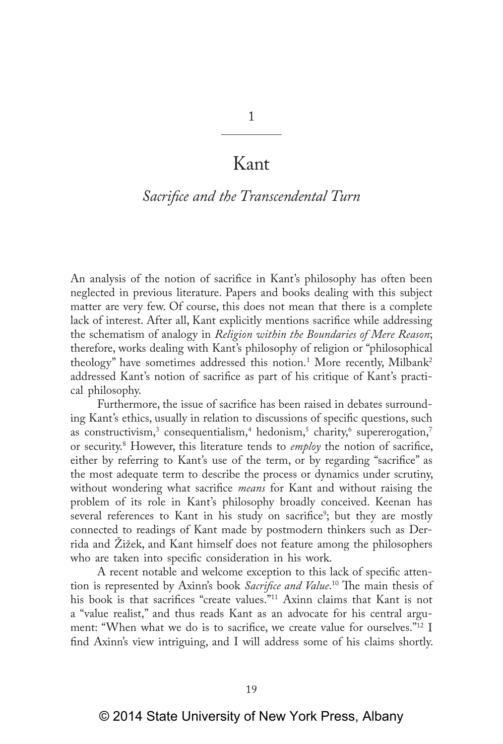# 1

# Kant

## *Sacrifice and the Transcendental Turn*

An analysis of the notion of sacrifice in Kant's philosophy has often been neglected in previous literature. Papers and books dealing with this subject matter are very few. Of course, this does not mean that there is a complete lack of interest. After all, Kant explicitly mentions sacrifice while addressing the schematism of analogy in *Religion within the Boundaries of Mere Reason*; therefore, works dealing with Kant's philosophy of religion or "philosophical theology" have sometimes addressed this notion.[1] More recently, Milbank[2] addressed Kant's notion of sacrifice as part of his critique of Kant's practical philosophy.

Furthermore, the issue of sacrifice has been raised in debates surrounding Kant's ethics, usually in relation to discussions of specific questions, such as constructivism,[3] consequentialism,[4] hedonism,[5] charity,[6] supererogation,[7] or security.[8] However, this literature tends to *employ* the notion of sacrifice, either by referring to Kant's use of the term, or by regarding "sacrifice" as the most adequate term to describe the process or dynamics under scrutiny, without wondering what sacrifice *means* for Kant and without raising the problem of its role in Kant's philosophy broadly conceived. Keenan has several references to Kant in his study on sacrifice[9]; but they are mostly connected to readings of Kant made by postmodern thinkers such as Derrida and Žižek, and Kant himself does not feature among the philosophers who are taken into specific consideration in his work.

A recent notable and welcome exception to this lack of specific attention is represented by Axinn's book *Sacrifice and Value*.[10] The main thesis of his book is that sacrifices "create values."[11] Axinn claims that Kant is not a "value realist," and thus reads Kant as an advocate for his central argument: "When what we do is to sacrifice, we create value for ourselves."[12] I find Axinn's view intriguing, and I will address some of his claims shortly.

© 2014 State University of New York Press, Albany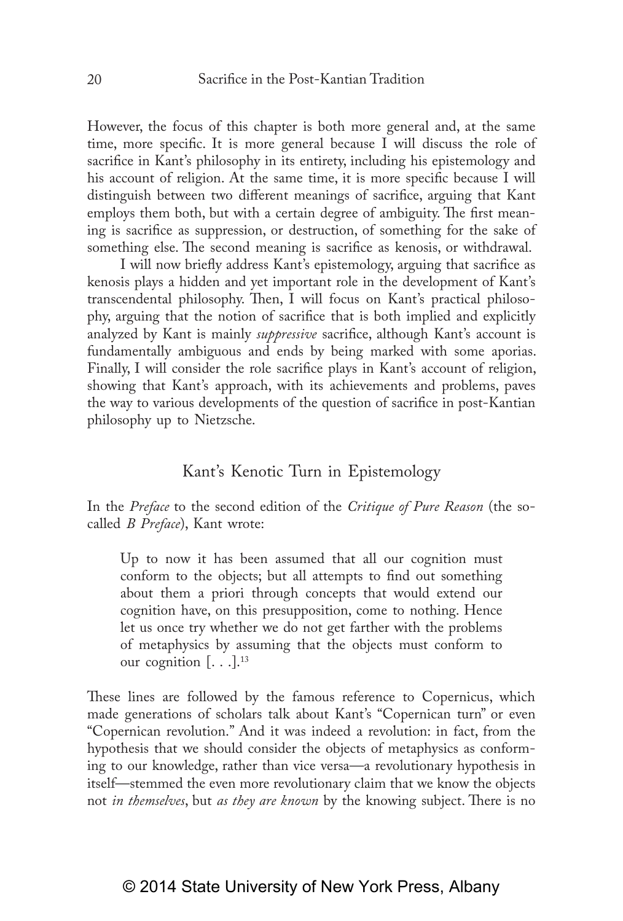However, the focus of this chapter is both more general and, at the same time, more specific. It is more general because I will discuss the role of sacrifice in Kant's philosophy in its entirety, including his epistemology and his account of religion. At the same time, it is more specific because I will distinguish between two different meanings of sacrifice, arguing that Kant employs them both, but with a certain degree of ambiguity. The first meaning is sacrifice as suppression, or destruction, of something for the sake of something else. The second meaning is sacrifice as kenosis, or withdrawal.

I will now briefly address Kant's epistemology, arguing that sacrifice as kenosis plays a hidden and yet important role in the development of Kant's transcendental philosophy. Then, I will focus on Kant's practical philosophy, arguing that the notion of sacrifice that is both implied and explicitly analyzed by Kant is mainly *suppressive* sacrifice, although Kant's account is fundamentally ambiguous and ends by being marked with some aporias. Finally, I will consider the role sacrifice plays in Kant's account of religion, showing that Kant's approach, with its achievements and problems, paves the way to various developments of the question of sacrifice in post-Kantian philosophy up to Nietzsche.

## Kant's Kenotic Turn in Epistemology

In the *Preface* to the second edition of the *Critique of Pure Reason* (the so-called *B Preface*), Kant wrote:

> Up to now it has been assumed that all our cognition must conform to the objects; but all attempts to find out something about them a priori through concepts that would extend our cognition have, on this presupposition, come to nothing. Hence let us once try whether we do not get farther with the problems of metaphysics by assuming that the objects must conform to our cognition [. . .].[13]

These lines are followed by the famous reference to Copernicus, which made generations of scholars talk about Kant's "Copernican turn" or even "Copernican revolution." And it was indeed a revolution: in fact, from the hypothesis that we should consider the objects of metaphysics as conforming to our knowledge, rather than vice versa—a revolutionary hypothesis in itself—stemmed the even more revolutionary claim that we know the objects not *in themselves*, but *as they are known* by the knowing subject. There is no

© 2014 State University of New York Press, Albany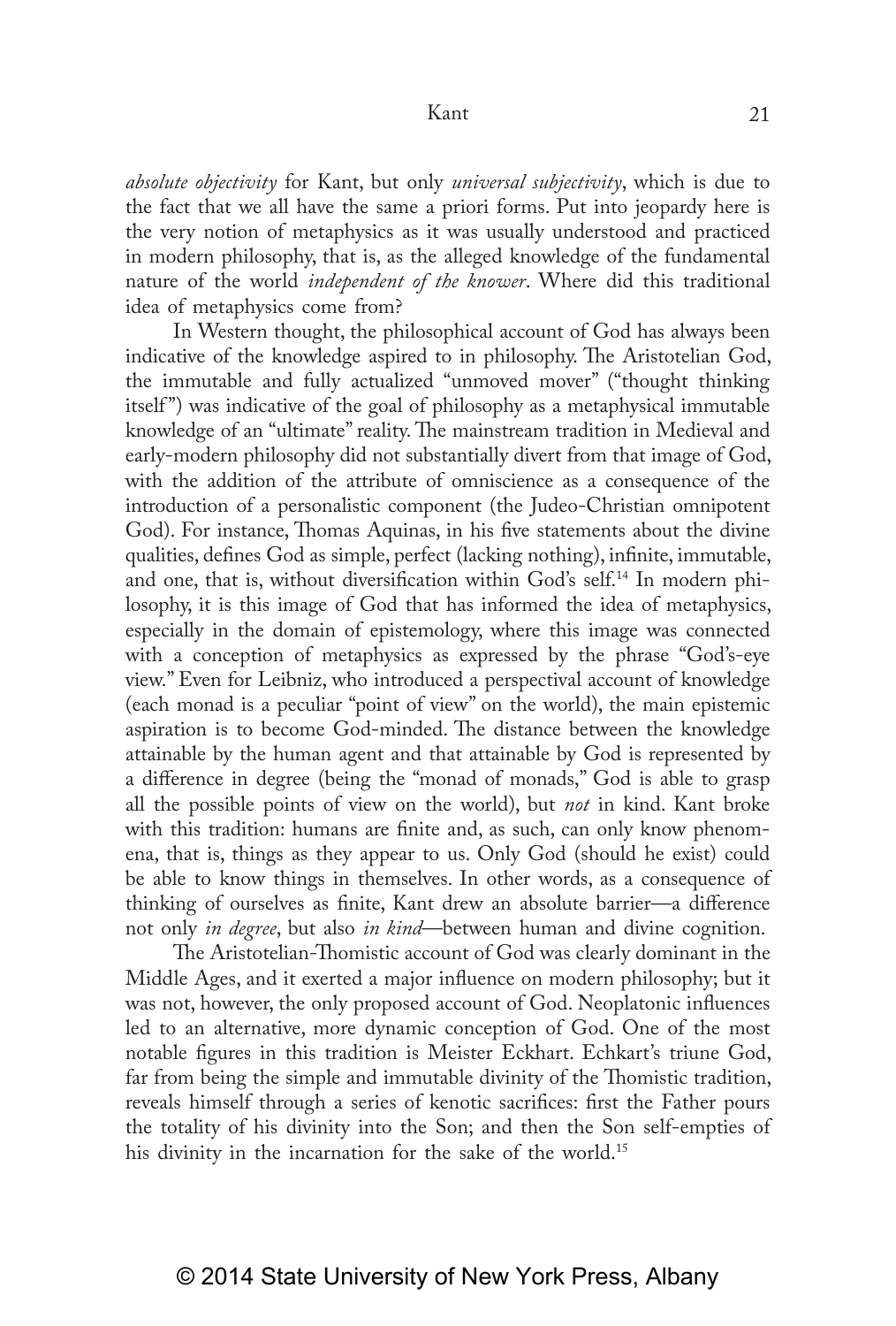*absolute objectivity* for Kant, but only *universal subjectivity*, which is due to the fact that we all have the same a priori forms. Put into jeopardy here is the very notion of metaphysics as it was usually understood and practiced in modern philosophy, that is, as the alleged knowledge of the fundamental nature of the world *independent of the knower*. Where did this traditional idea of metaphysics come from?

In Western thought, the philosophical account of God has always been indicative of the knowledge aspired to in philosophy. The Aristotelian God, the immutable and fully actualized "unmoved mover" ("thought thinking itself") was indicative of the goal of philosophy as a metaphysical immutable knowledge of an "ultimate" reality. The mainstream tradition in Medieval and early-modern philosophy did not substantially divert from that image of God, with the addition of the attribute of omniscience as a consequence of the introduction of a personalistic component (the Judeo-Christian omnipotent God). For instance, Thomas Aquinas, in his five statements about the divine qualities, defines God as simple, perfect (lacking nothing), infinite, immutable, and one, that is, without diversification within God's self.[14] In modern philosophy, it is this image of God that has informed the idea of metaphysics, especially in the domain of epistemology, where this image was connected with a conception of metaphysics as expressed by the phrase "God's-eye view." Even for Leibniz, who introduced a perspectival account of knowledge (each monad is a peculiar "point of view" on the world), the main epistemic aspiration is to become God-minded. The distance between the knowledge attainable by the human agent and that attainable by God is represented by a difference in degree (being the "monad of monads," God is able to grasp all the possible points of view on the world), but *not* in kind. Kant broke with this tradition: humans are finite and, as such, can only know phenomena, that is, things as they appear to us. Only God (should he exist) could be able to know things in themselves. In other words, as a consequence of thinking of ourselves as finite, Kant drew an absolute barrier—a difference not only *in degree*, but also *in kind*—between human and divine cognition.

The Aristotelian-Thomistic account of God was clearly dominant in the Middle Ages, and it exerted a major influence on modern philosophy; but it was not, however, the only proposed account of God. Neoplatonic influences led to an alternative, more dynamic conception of God. One of the most notable figures in this tradition is Meister Eckhart. Echkart's triune God, far from being the simple and immutable divinity of the Thomistic tradition, reveals himself through a series of kenotic sacrifices: first the Father pours the totality of his divinity into the Son; and then the Son self-empties of his divinity in the incarnation for the sake of the world.[15]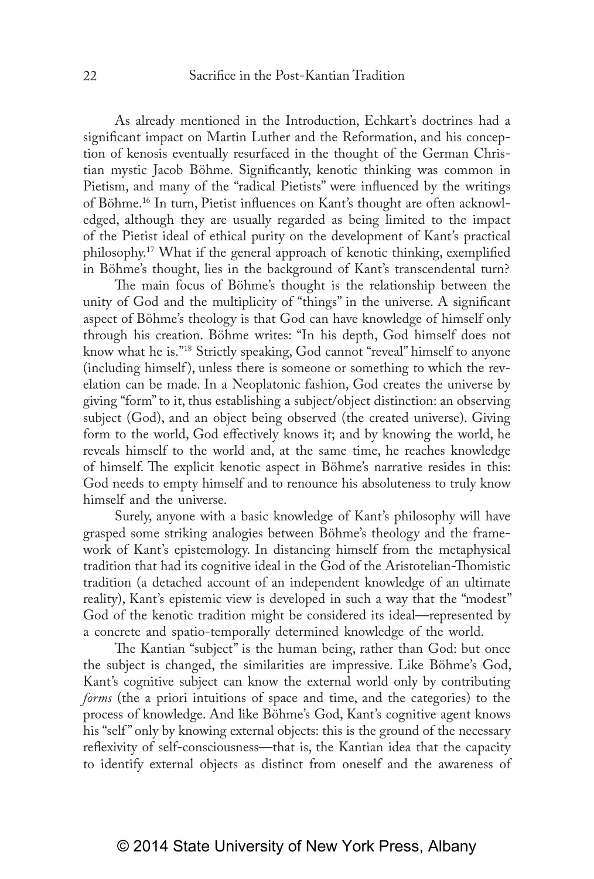As already mentioned in the Introduction, Echkart's doctrines had a significant impact on Martin Luther and the Reformation, and his conception of kenosis eventually resurfaced in the thought of the German Christian mystic Jacob Böhme. Significantly, kenotic thinking was common in Pietism, and many of the "radical Pietists" were influenced by the writings of Böhme.[16] In turn, Pietist influences on Kant's thought are often acknowledged, although they are usually regarded as being limited to the impact of the Pietist ideal of ethical purity on the development of Kant's practical philosophy.[17] What if the general approach of kenotic thinking, exemplified in Böhme's thought, lies in the background of Kant's transcendental turn?

The main focus of Böhme's thought is the relationship between the unity of God and the multiplicity of "things" in the universe. A significant aspect of Böhme's theology is that God can have knowledge of himself only through his creation. Böhme writes: "In his depth, God himself does not know what he is."[18] Strictly speaking, God cannot "reveal" himself to anyone (including himself), unless there is someone or something to which the revelation can be made. In a Neoplatonic fashion, God creates the universe by giving "form" to it, thus establishing a subject/object distinction: an observing subject (God), and an object being observed (the created universe). Giving form to the world, God effectively knows it; and by knowing the world, he reveals himself to the world and, at the same time, he reaches knowledge of himself. The explicit kenotic aspect in Böhme's narrative resides in this: God needs to empty himself and to renounce his absoluteness to truly know himself and the universe.

Surely, anyone with a basic knowledge of Kant's philosophy will have grasped some striking analogies between Böhme's theology and the framework of Kant's epistemology. In distancing himself from the metaphysical tradition that had its cognitive ideal in the God of the Aristotelian-Thomistic tradition (a detached account of an independent knowledge of an ultimate reality), Kant's epistemic view is developed in such a way that the "modest" God of the kenotic tradition might be considered its ideal—represented by a concrete and spatio-temporally determined knowledge of the world.

The Kantian "subject" is the human being, rather than God: but once the subject is changed, the similarities are impressive. Like Böhme's God, Kant's cognitive subject can know the external world only by contributing *forms* (the a priori intuitions of space and time, and the categories) to the process of knowledge. And like Böhme's God, Kant's cognitive agent knows his "self" only by knowing external objects: this is the ground of the necessary reflexivity of self-consciousness—that is, the Kantian idea that the capacity to identify external objects as distinct from oneself and the awareness of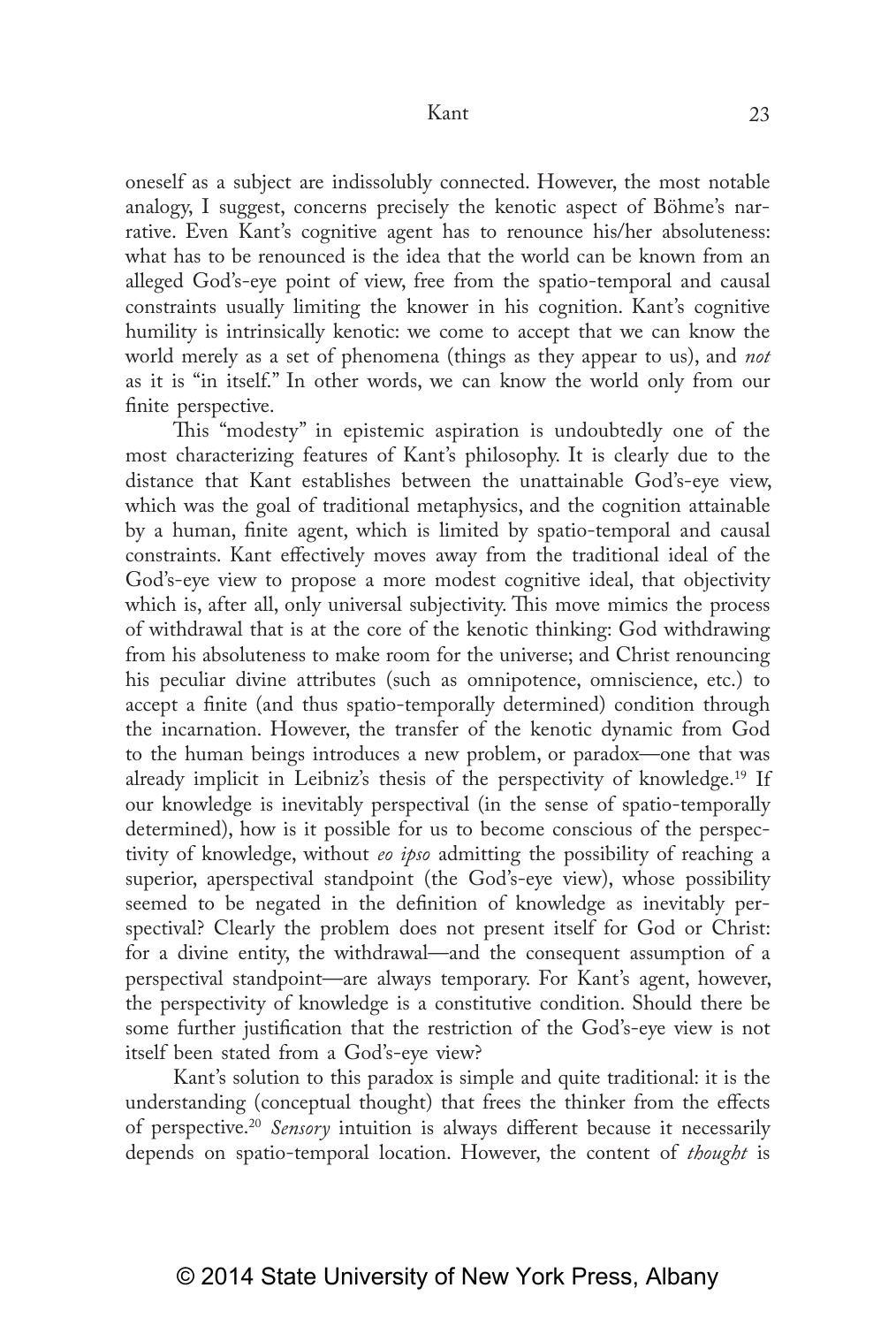oneself as a subject are indissolubly connected. However, the most notable analogy, I suggest, concerns precisely the kenotic aspect of Böhme's narrative. Even Kant's cognitive agent has to renounce his/her absoluteness: what has to be renounced is the idea that the world can be known from an alleged God's-eye point of view, free from the spatio-temporal and causal constraints usually limiting the knower in his cognition. Kant's cognitive humility is intrinsically kenotic: we come to accept that we can know the world merely as a set of phenomena (things as they appear to us), and *not* as it is "in itself." In other words, we can know the world only from our finite perspective.

This "modesty" in epistemic aspiration is undoubtedly one of the most characterizing features of Kant's philosophy. It is clearly due to the distance that Kant establishes between the unattainable God's-eye view, which was the goal of traditional metaphysics, and the cognition attainable by a human, finite agent, which is limited by spatio-temporal and causal constraints. Kant effectively moves away from the traditional ideal of the God's-eye view to propose a more modest cognitive ideal, that objectivity which is, after all, only universal subjectivity. This move mimics the process of withdrawal that is at the core of the kenotic thinking: God withdrawing from his absoluteness to make room for the universe; and Christ renouncing his peculiar divine attributes (such as omnipotence, omniscience, etc.) to accept a finite (and thus spatio-temporally determined) condition through the incarnation. However, the transfer of the kenotic dynamic from God to the human beings introduces a new problem, or paradox—one that was already implicit in Leibniz's thesis of the perspectivity of knowledge.[19] If our knowledge is inevitably perspectival (in the sense of spatio-temporally determined), how is it possible for us to become conscious of the perspectivity of knowledge, without *eo ipso* admitting the possibility of reaching a superior, aperspectival standpoint (the God's-eye view), whose possibility seemed to be negated in the definition of knowledge as inevitably perspectival? Clearly the problem does not present itself for God or Christ: for a divine entity, the withdrawal—and the consequent assumption of a perspectival standpoint—are always temporary. For Kant's agent, however, the perspectivity of knowledge is a constitutive condition. Should there be some further justification that the restriction of the God's-eye view is not itself been stated from a God's-eye view?

Kant's solution to this paradox is simple and quite traditional: it is the understanding (conceptual thought) that frees the thinker from the effects of perspective.[20] *Sensory* intuition is always different because it necessarily depends on spatio-temporal location. However, the content of *thought* is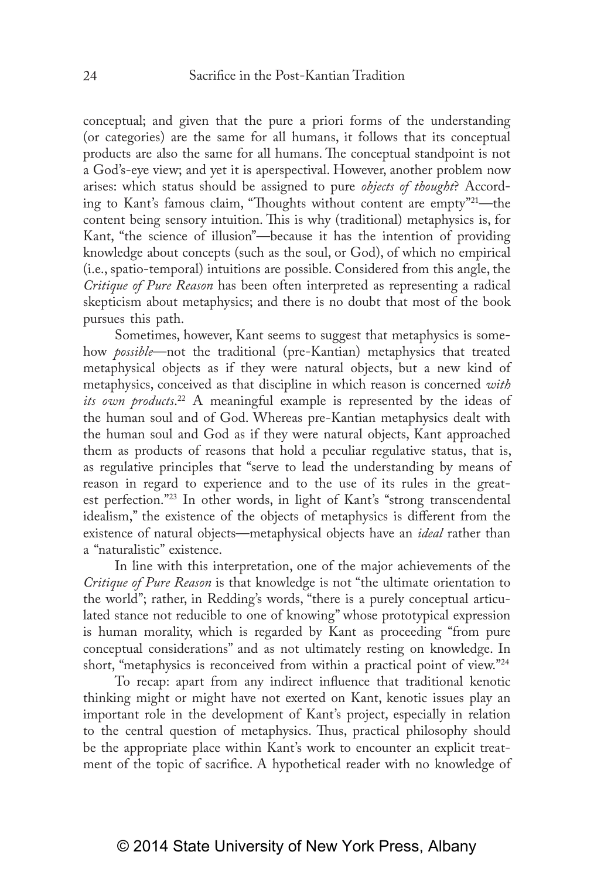conceptual; and given that the pure a priori forms of the understanding (or categories) are the same for all humans, it follows that its conceptual products are also the same for all humans. The conceptual standpoint is not a God's-eye view; and yet it is aperspectival. However, another problem now arises: which status should be assigned to pure *objects of thought*? According to Kant's famous claim, "Thoughts without content are empty"[21]—the content being sensory intuition. This is why (traditional) metaphysics is, for Kant, "the science of illusion"—because it has the intention of providing knowledge about concepts (such as the soul, or God), of which no empirical (i.e., spatio-temporal) intuitions are possible. Considered from this angle, the *Critique of Pure Reason* has been often interpreted as representing a radical skepticism about metaphysics; and there is no doubt that most of the book pursues this path.

Sometimes, however, Kant seems to suggest that metaphysics is somehow *possible*—not the traditional (pre-Kantian) metaphysics that treated metaphysical objects as if they were natural objects, but a new kind of metaphysics, conceived as that discipline in which reason is concerned *with its own products*.[22] A meaningful example is represented by the ideas of the human soul and of God. Whereas pre-Kantian metaphysics dealt with the human soul and God as if they were natural objects, Kant approached them as products of reasons that hold a peculiar regulative status, that is, as regulative principles that "serve to lead the understanding by means of reason in regard to experience and to the use of its rules in the greatest perfection."[23] In other words, in light of Kant's "strong transcendental idealism," the existence of the objects of metaphysics is different from the existence of natural objects—metaphysical objects have an *ideal* rather than a "naturalistic" existence.

In line with this interpretation, one of the major achievements of the *Critique of Pure Reason* is that knowledge is not "the ultimate orientation to the world"; rather, in Redding's words, "there is a purely conceptual articulated stance not reducible to one of knowing" whose prototypical expression is human morality, which is regarded by Kant as proceeding "from pure conceptual considerations" and as not ultimately resting on knowledge. In short, "metaphysics is reconceived from within a practical point of view."[24]

To recap: apart from any indirect influence that traditional kenotic thinking might or might have not exerted on Kant, kenotic issues play an important role in the development of Kant's project, especially in relation to the central question of metaphysics. Thus, practical philosophy should be the appropriate place within Kant's work to encounter an explicit treatment of the topic of sacrifice. A hypothetical reader with no knowledge of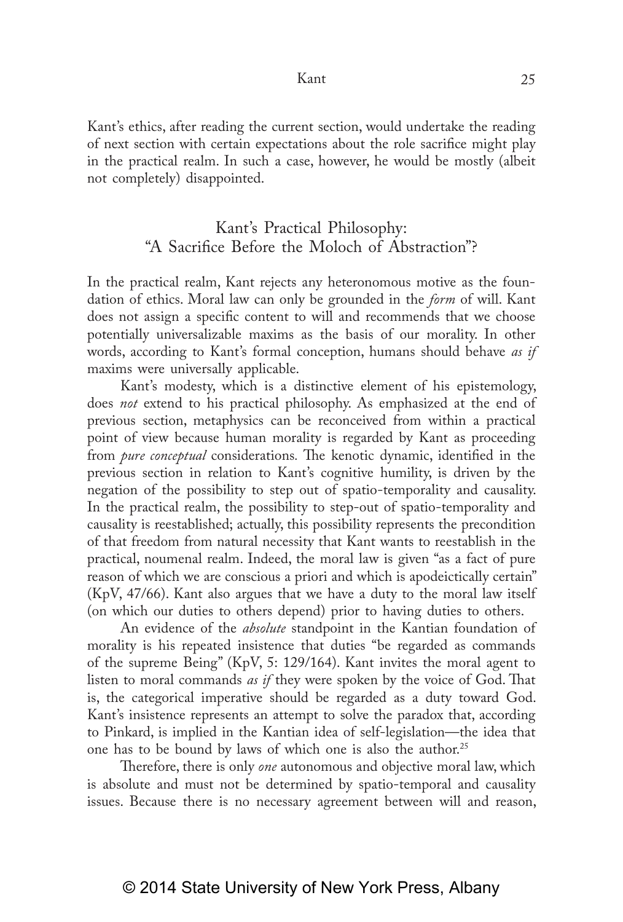Kant's ethics, after reading the current section, would undertake the reading of next section with certain expectations about the role sacrifice might play in the practical realm. In such a case, however, he would be mostly (albeit not completely) disappointed.

## Kant's Practical Philosophy: "A Sacrifice Before the Moloch of Abstraction"?

In the practical realm, Kant rejects any heteronomous motive as the foundation of ethics. Moral law can only be grounded in the *form* of will. Kant does not assign a specific content to will and recommends that we choose potentially universalizable maxims as the basis of our morality. In other words, according to Kant's formal conception, humans should behave *as if* maxims were universally applicable.

Kant's modesty, which is a distinctive element of his epistemology, does *not* extend to his practical philosophy. As emphasized at the end of previous section, metaphysics can be reconceived from within a practical point of view because human morality is regarded by Kant as proceeding from *pure conceptual* considerations. The kenotic dynamic, identified in the previous section in relation to Kant's cognitive humility, is driven by the negation of the possibility to step out of spatio-temporality and causality. In the practical realm, the possibility to step-out of spatio-temporality and causality is reestablished; actually, this possibility represents the precondition of that freedom from natural necessity that Kant wants to reestablish in the practical, noumenal realm. Indeed, the moral law is given "as a fact of pure reason of which we are conscious a priori and which is apodeictically certain" (KpV, 47/66). Kant also argues that we have a duty to the moral law itself (on which our duties to others depend) prior to having duties to others.

An evidence of the *absolute* standpoint in the Kantian foundation of morality is his repeated insistence that duties "be regarded as commands of the supreme Being" (KpV, 5: 129/164). Kant invites the moral agent to listen to moral commands *as if* they were spoken by the voice of God. That is, the categorical imperative should be regarded as a duty toward God. Kant's insistence represents an attempt to solve the paradox that, according to Pinkard, is implied in the Kantian idea of self-legislation—the idea that one has to be bound by laws of which one is also the author.[25]

Therefore, there is only *one* autonomous and objective moral law, which is absolute and must not be determined by spatio-temporal and causality issues. Because there is no necessary agreement between will and reason,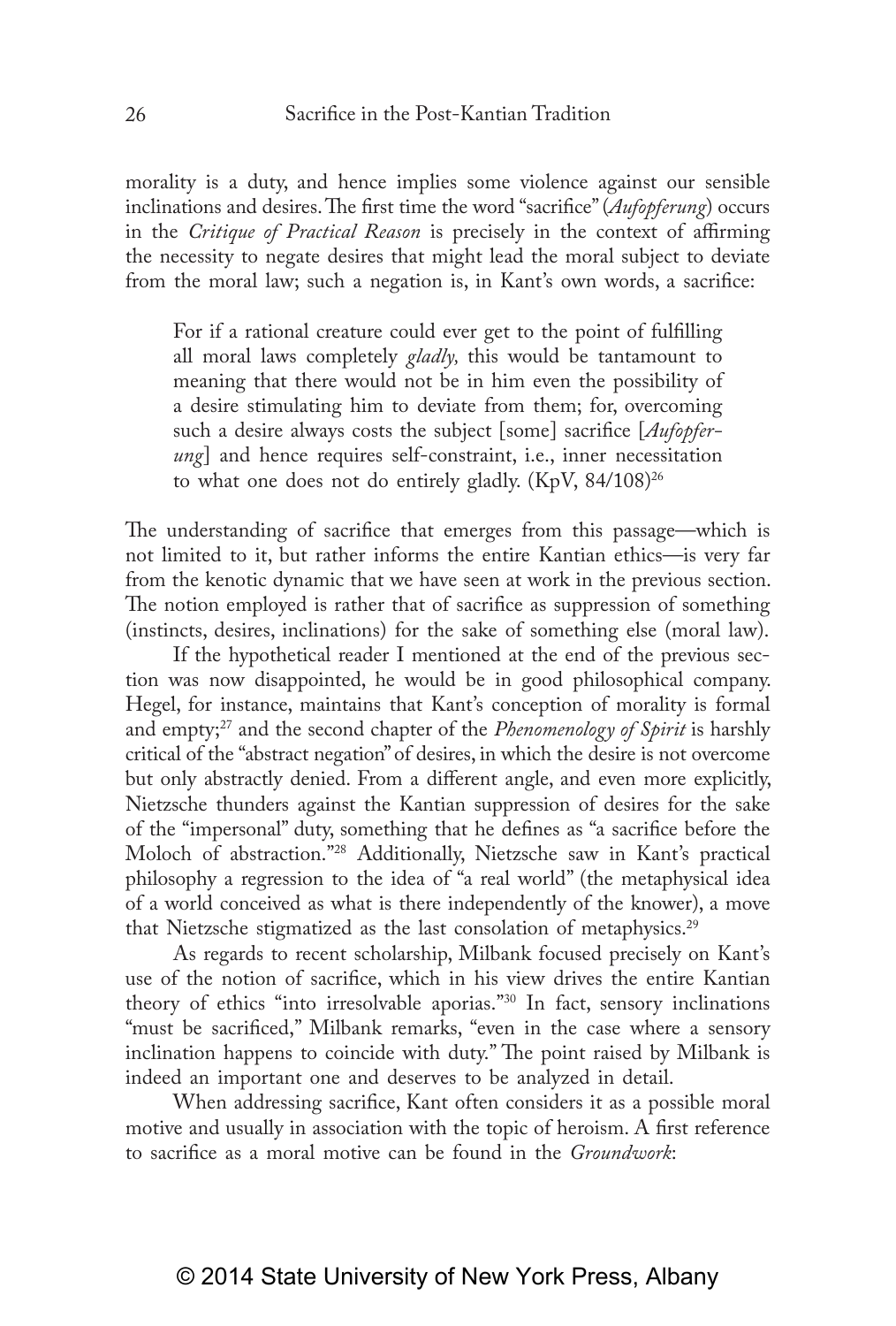morality is a duty, and hence implies some violence against our sensible inclinations and desires. The first time the word "sacrifice" (*Aufopferung*) occurs in the *Critique of Practical Reason* is precisely in the context of affirming the necessity to negate desires that might lead the moral subject to deviate from the moral law; such a negation is, in Kant's own words, a sacrifice:

> For if a rational creature could ever get to the point of fulfilling all moral laws completely *gladly,* this would be tantamount to meaning that there would not be in him even the possibility of a desire stimulating him to deviate from them; for, overcoming such a desire always costs the subject [some] sacrifice [*Aufopferung*] and hence requires self-constraint, i.e., inner necessitation to what one does not do entirely gladly. (KpV, 84/108)[26]

The understanding of sacrifice that emerges from this passage—which is not limited to it, but rather informs the entire Kantian ethics—is very far from the kenotic dynamic that we have seen at work in the previous section. The notion employed is rather that of sacrifice as suppression of something (instincts, desires, inclinations) for the sake of something else (moral law).

If the hypothetical reader I mentioned at the end of the previous section was now disappointed, he would be in good philosophical company. Hegel, for instance, maintains that Kant's conception of morality is formal and empty;[27] and the second chapter of the *Phenomenology of Spirit* is harshly critical of the "abstract negation" of desires, in which the desire is not overcome but only abstractly denied. From a different angle, and even more explicitly, Nietzsche thunders against the Kantian suppression of desires for the sake of the "impersonal" duty, something that he defines as "a sacrifice before the Moloch of abstraction."[28] Additionally, Nietzsche saw in Kant's practical philosophy a regression to the idea of "a real world" (the metaphysical idea of a world conceived as what is there independently of the knower), a move that Nietzsche stigmatized as the last consolation of metaphysics.[29]

As regards to recent scholarship, Milbank focused precisely on Kant's use of the notion of sacrifice, which in his view drives the entire Kantian theory of ethics "into irresolvable aporias."[30] In fact, sensory inclinations "must be sacrificed," Milbank remarks, "even in the case where a sensory inclination happens to coincide with duty." The point raised by Milbank is indeed an important one and deserves to be analyzed in detail.

When addressing sacrifice, Kant often considers it as a possible moral motive and usually in association with the topic of heroism. A first reference to sacrifice as a moral motive can be found in the *Groundwork*: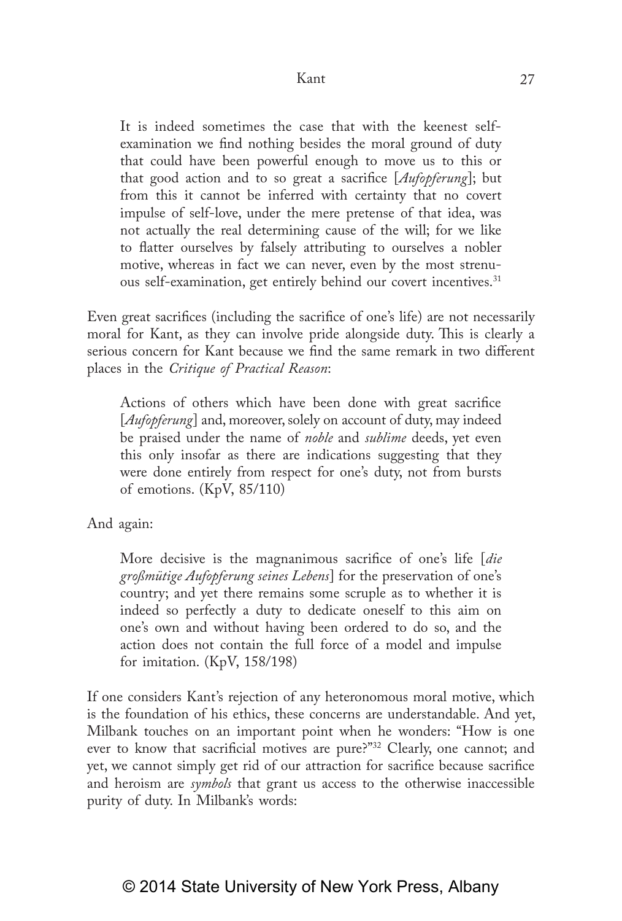> It is indeed sometimes the case that with the keenest self-examination we find nothing besides the moral ground of duty that could have been powerful enough to move us to this or that good action and to so great a sacrifice [*Aufopferung*]; but from this it cannot be inferred with certainty that no covert impulse of self-love, under the mere pretense of that idea, was not actually the real determining cause of the will; for we like to flatter ourselves by falsely attributing to ourselves a nobler motive, whereas in fact we can never, even by the most strenuous self-examination, get entirely behind our covert incentives.[31]

Even great sacrifices (including the sacrifice of one's life) are not necessarily moral for Kant, as they can involve pride alongside duty. This is clearly a serious concern for Kant because we find the same remark in two different places in the *Critique of Practical Reason*:

> Actions of others which have been done with great sacrifice [*Aufopferung*] and, moreover, solely on account of duty, may indeed be praised under the name of *noble* and *sublime* deeds, yet even this only insofar as there are indications suggesting that they were done entirely from respect for one's duty, not from bursts of emotions. (KpV, 85/110)

And again:

> More decisive is the magnanimous sacrifice of one's life [*die großmütige Aufopferung seines Lebens*] for the preservation of one's country; and yet there remains some scruple as to whether it is indeed so perfectly a duty to dedicate oneself to this aim on one's own and without having been ordered to do so, and the action does not contain the full force of a model and impulse for imitation. (KpV, 158/198)

If one considers Kant's rejection of any heteronomous moral motive, which is the foundation of his ethics, these concerns are understandable. And yet, Milbank touches on an important point when he wonders: "How is one ever to know that sacrificial motives are pure?"[32] Clearly, one cannot; and yet, we cannot simply get rid of our attraction for sacrifice because sacrifice and heroism are *symbols* that grant us access to the otherwise inaccessible purity of duty. In Milbank's words: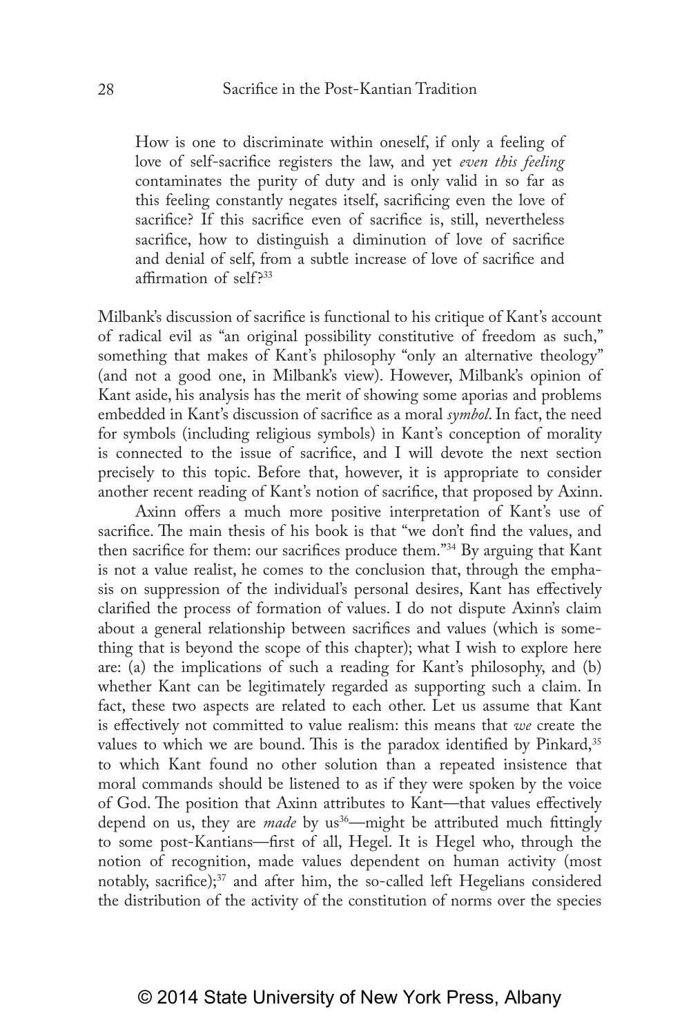> How is one to discriminate within oneself, if only a feeling of love of self-sacrifice registers the law, and yet *even this feeling* contaminates the purity of duty and is only valid in so far as this feeling constantly negates itself, sacrificing even the love of sacrifice? If this sacrifice even of sacrifice is, still, nevertheless sacrifice, how to distinguish a diminution of love of sacrifice and denial of self, from a subtle increase of love of sacrifice and affirmation of self?[33]

Milbank's discussion of sacrifice is functional to his critique of Kant's account of radical evil as "an original possibility constitutive of freedom as such," something that makes of Kant's philosophy "only an alternative theology" (and not a good one, in Milbank's view). However, Milbank's opinion of Kant aside, his analysis has the merit of showing some aporias and problems embedded in Kant's discussion of sacrifice as a moral *symbol*. In fact, the need for symbols (including religious symbols) in Kant's conception of morality is connected to the issue of sacrifice, and I will devote the next section precisely to this topic. Before that, however, it is appropriate to consider another recent reading of Kant's notion of sacrifice, that proposed by Axinn.

Axinn offers a much more positive interpretation of Kant's use of sacrifice. The main thesis of his book is that "we don't find the values, and then sacrifice for them: our sacrifices produce them."[34] By arguing that Kant is not a value realist, he comes to the conclusion that, through the emphasis on suppression of the individual's personal desires, Kant has effectively clarified the process of formation of values. I do not dispute Axinn's claim about a general relationship between sacrifices and values (which is something that is beyond the scope of this chapter); what I wish to explore here are: (a) the implications of such a reading for Kant's philosophy, and (b) whether Kant can be legitimately regarded as supporting such a claim. In fact, these two aspects are related to each other. Let us assume that Kant is effectively not committed to value realism: this means that *we* create the values to which we are bound. This is the paradox identified by Pinkard,[35] to which Kant found no other solution than a repeated insistence that moral commands should be listened to as if they were spoken by the voice of God. The position that Axinn attributes to Kant—that values effectively depend on us, they are *made* by us[36]—might be attributed much fittingly to some post-Kantians—first of all, Hegel. It is Hegel who, through the notion of recognition, made values dependent on human activity (most notably, sacrifice);[37] and after him, the so-called left Hegelians considered the distribution of the activity of the constitution of norms over the species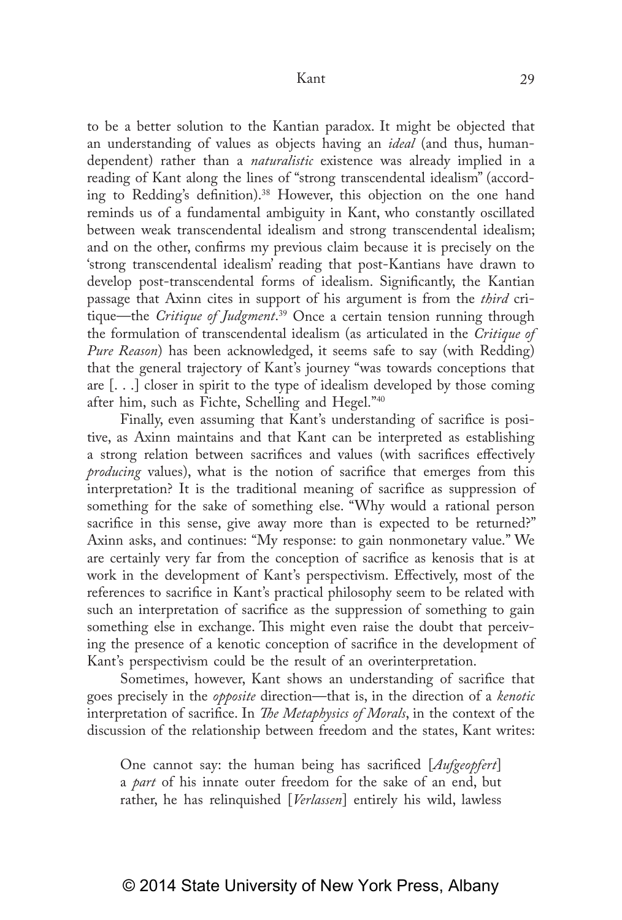to be a better solution to the Kantian paradox. It might be objected that an understanding of values as objects having an *ideal* (and thus, human-dependent) rather than a *naturalistic* existence was already implied in a reading of Kant along the lines of "strong transcendental idealism" (according to Redding's definition).[38] However, this objection on the one hand reminds us of a fundamental ambiguity in Kant, who constantly oscillated between weak transcendental idealism and strong transcendental idealism; and on the other, confirms my previous claim because it is precisely on the 'strong transcendental idealism' reading that post-Kantians have drawn to develop post-transcendental forms of idealism. Significantly, the Kantian passage that Axinn cites in support of his argument is from the *third* critique—the *Critique of Judgment*.[39] Once a certain tension running through the formulation of transcendental idealism (as articulated in the *Critique of Pure Reason*) has been acknowledged, it seems safe to say (with Redding) that the general trajectory of Kant's journey "was towards conceptions that are [. . .] closer in spirit to the type of idealism developed by those coming after him, such as Fichte, Schelling and Hegel."[40]

Finally, even assuming that Kant's understanding of sacrifice is positive, as Axinn maintains and that Kant can be interpreted as establishing a strong relation between sacrifices and values (with sacrifices effectively *producing* values), what is the notion of sacrifice that emerges from this interpretation? It is the traditional meaning of sacrifice as suppression of something for the sake of something else. "Why would a rational person sacrifice in this sense, give away more than is expected to be returned?" Axinn asks, and continues: "My response: to gain nonmonetary value." We are certainly very far from the conception of sacrifice as kenosis that is at work in the development of Kant's perspectivism. Effectively, most of the references to sacrifice in Kant's practical philosophy seem to be related with such an interpretation of sacrifice as the suppression of something to gain something else in exchange. This might even raise the doubt that perceiving the presence of a kenotic conception of sacrifice in the development of Kant's perspectivism could be the result of an overinterpretation.

Sometimes, however, Kant shows an understanding of sacrifice that goes precisely in the *opposite* direction—that is, in the direction of a *kenotic* interpretation of sacrifice. In *The Metaphysics of Morals*, in the context of the discussion of the relationship between freedom and the states, Kant writes:

> One cannot say: the human being has sacrificed [*Aufgeopfert*] a *part* of his innate outer freedom for the sake of an end, but rather, he has relinquished [*Verlassen*] entirely his wild, lawless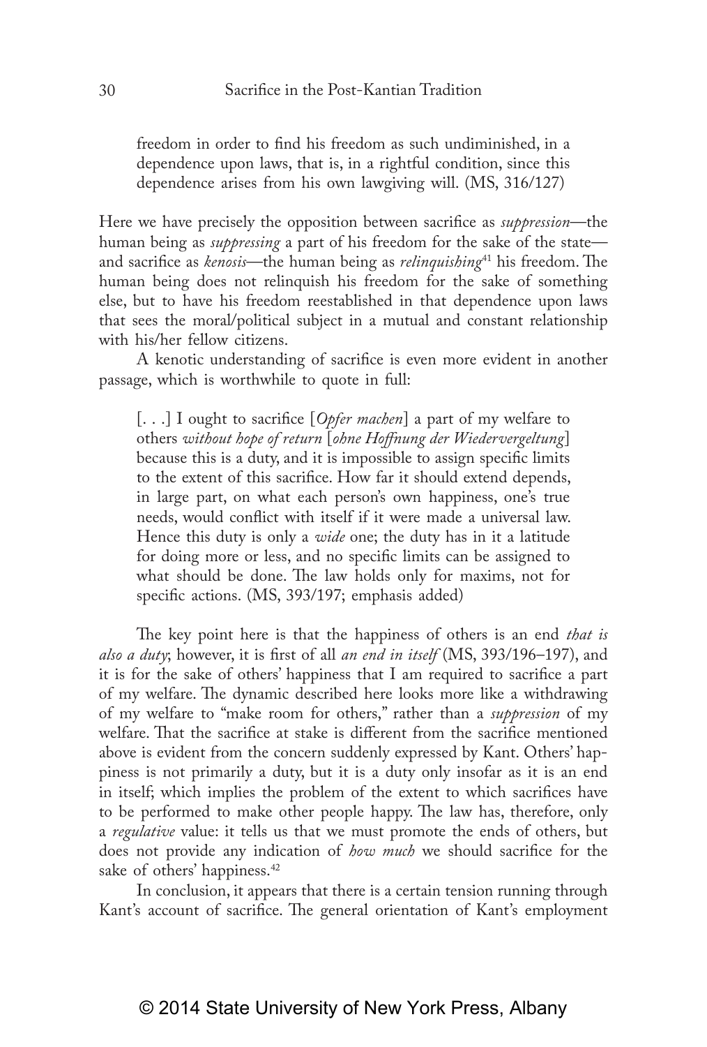> freedom in order to find his freedom as such undiminished, in a dependence upon laws, that is, in a rightful condition, since this dependence arises from his own lawgiving will. (MS, 316/127)

Here we have precisely the opposition between sacrifice as *suppression*—the human being as *suppressing* a part of his freedom for the sake of the state—and sacrifice as *kenosis*—the human being as *relinquishing*[41] his freedom. The human being does not relinquish his freedom for the sake of something else, but to have his freedom reestablished in that dependence upon laws that sees the moral/political subject in a mutual and constant relationship with his/her fellow citizens.

A kenotic understanding of sacrifice is even more evident in another passage, which is worthwhile to quote in full:

> [. . .] I ought to sacrifice [*Opfer machen*] a part of my welfare to others *without hope of return* [*ohne Hoffnung der Wiedervergeltung*] because this is a duty, and it is impossible to assign specific limits to the extent of this sacrifice. How far it should extend depends, in large part, on what each person's own happiness, one's true needs, would conflict with itself if it were made a universal law. Hence this duty is only a *wide* one; the duty has in it a latitude for doing more or less, and no specific limits can be assigned to what should be done. The law holds only for maxims, not for specific actions. (MS, 393/197; emphasis added)

The key point here is that the happiness of others is an end *that is also a duty*; however, it is first of all *an end in itself* (MS, 393/196–197), and it is for the sake of others' happiness that I am required to sacrifice a part of my welfare. The dynamic described here looks more like a withdrawing of my welfare to "make room for others," rather than a *suppression* of my welfare. That the sacrifice at stake is different from the sacrifice mentioned above is evident from the concern suddenly expressed by Kant. Others' happiness is not primarily a duty, but it is a duty only insofar as it is an end in itself; which implies the problem of the extent to which sacrifices have to be performed to make other people happy. The law has, therefore, only a *regulative* value: it tells us that we must promote the ends of others, but does not provide any indication of *how much* we should sacrifice for the sake of others' happiness.[42]

In conclusion, it appears that there is a certain tension running through Kant's account of sacrifice. The general orientation of Kant's employment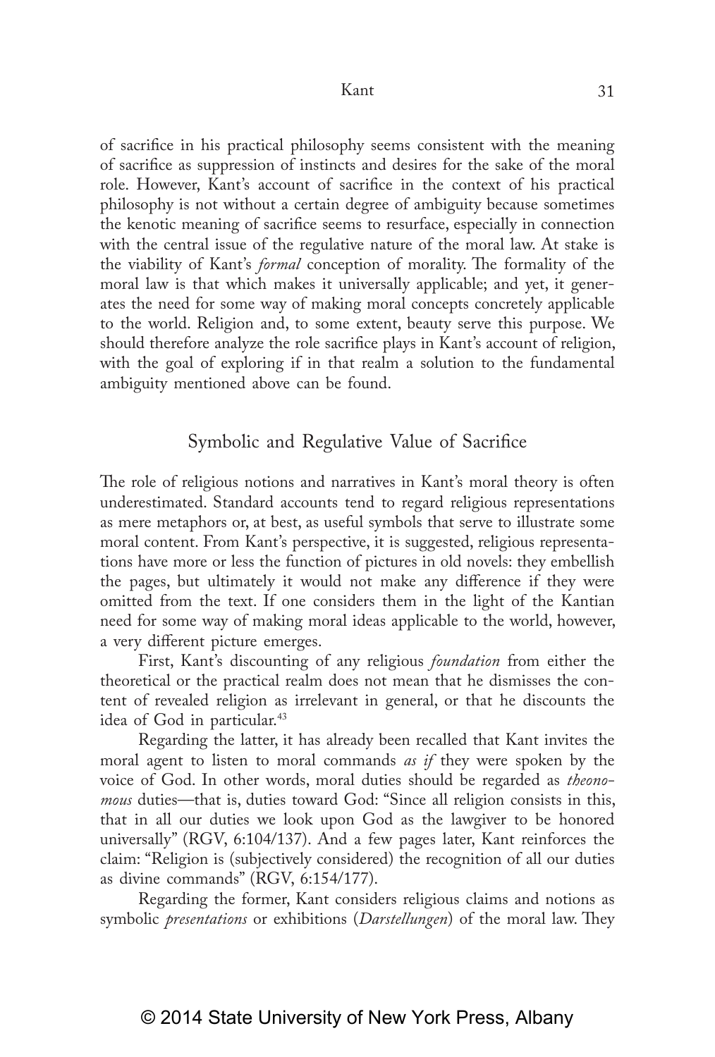of sacrifice in his practical philosophy seems consistent with the meaning of sacrifice as suppression of instincts and desires for the sake of the moral role. However, Kant's account of sacrifice in the context of his practical philosophy is not without a certain degree of ambiguity because sometimes the kenotic meaning of sacrifice seems to resurface, especially in connection with the central issue of the regulative nature of the moral law. At stake is the viability of Kant's *formal* conception of morality. The formality of the moral law is that which makes it universally applicable; and yet, it generates the need for some way of making moral concepts concretely applicable to the world. Religion and, to some extent, beauty serve this purpose. We should therefore analyze the role sacrifice plays in Kant's account of religion, with the goal of exploring if in that realm a solution to the fundamental ambiguity mentioned above can be found.

## Symbolic and Regulative Value of Sacrifice

The role of religious notions and narratives in Kant's moral theory is often underestimated. Standard accounts tend to regard religious representations as mere metaphors or, at best, as useful symbols that serve to illustrate some moral content. From Kant's perspective, it is suggested, religious representations have more or less the function of pictures in old novels: they embellish the pages, but ultimately it would not make any difference if they were omitted from the text. If one considers them in the light of the Kantian need for some way of making moral ideas applicable to the world, however, a very different picture emerges.

First, Kant's discounting of any religious *foundation* from either the theoretical or the practical realm does not mean that he dismisses the content of revealed religion as irrelevant in general, or that he discounts the idea of God in particular.[43]

Regarding the latter, it has already been recalled that Kant invites the moral agent to listen to moral commands *as if* they were spoken by the voice of God. In other words, moral duties should be regarded as *theonomous* duties—that is, duties toward God: "Since all religion consists in this, that in all our duties we look upon God as the lawgiver to be honored universally" (RGV, 6:104/137). And a few pages later, Kant reinforces the claim: "Religion is (subjectively considered) the recognition of all our duties as divine commands" (RGV, 6:154/177).

Regarding the former, Kant considers religious claims and notions as symbolic *presentations* or exhibitions (*Darstellungen*) of the moral law. They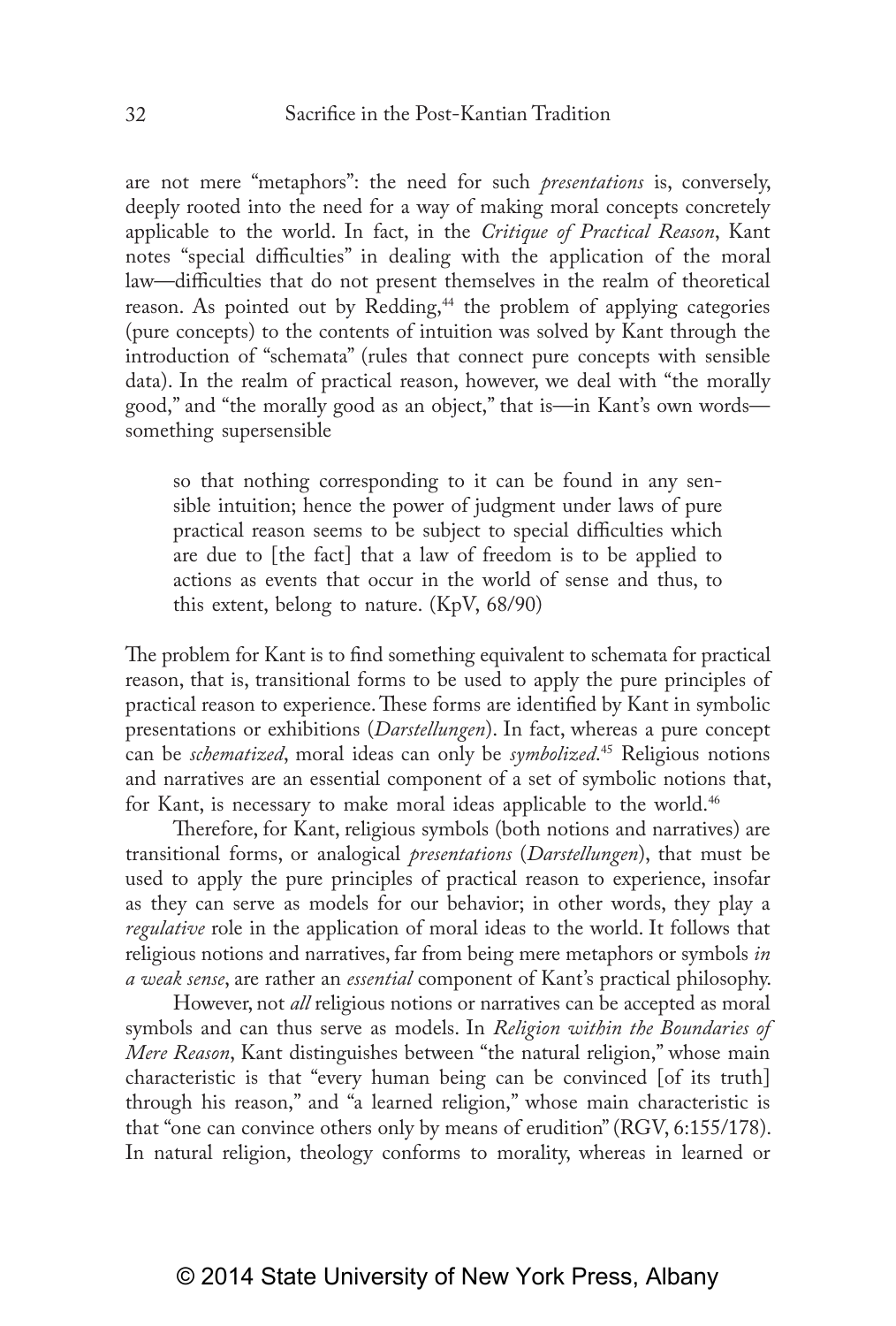are not mere "metaphors": the need for such *presentations* is, conversely, deeply rooted into the need for a way of making moral concepts concretely applicable to the world. In fact, in the *Critique of Practical Reason*, Kant notes "special difficulties" in dealing with the application of the moral law—difficulties that do not present themselves in the realm of theoretical reason. As pointed out by Redding,[44] the problem of applying categories (pure concepts) to the contents of intuition was solved by Kant through the introduction of "schemata" (rules that connect pure concepts with sensible data). In the realm of practical reason, however, we deal with "the morally good," and "the morally good as an object," that is—in Kant's own words—something supersensible

> so that nothing corresponding to it can be found in any sensible intuition; hence the power of judgment under laws of pure practical reason seems to be subject to special difficulties which are due to [the fact] that a law of freedom is to be applied to actions as events that occur in the world of sense and thus, to this extent, belong to nature. (KpV, 68/90)

The problem for Kant is to find something equivalent to schemata for practical reason, that is, transitional forms to be used to apply the pure principles of practical reason to experience. These forms are identified by Kant in symbolic presentations or exhibitions (*Darstellungen*). In fact, whereas a pure concept can be *schematized*, moral ideas can only be *symbolized*.[45] Religious notions and narratives are an essential component of a set of symbolic notions that, for Kant, is necessary to make moral ideas applicable to the world.[46]

Therefore, for Kant, religious symbols (both notions and narratives) are transitional forms, or analogical *presentations* (*Darstellungen*), that must be used to apply the pure principles of practical reason to experience, insofar as they can serve as models for our behavior; in other words, they play a *regulative* role in the application of moral ideas to the world. It follows that religious notions and narratives, far from being mere metaphors or symbols *in a weak sense*, are rather an *essential* component of Kant's practical philosophy.

However, not *all* religious notions or narratives can be accepted as moral symbols and can thus serve as models. In *Religion within the Boundaries of Mere Reason*, Kant distinguishes between "the natural religion," whose main characteristic is that "every human being can be convinced [of its truth] through his reason," and "a learned religion," whose main characteristic is that "one can convince others only by means of erudition" (RGV, 6:155/178). In natural religion, theology conforms to morality, whereas in learned or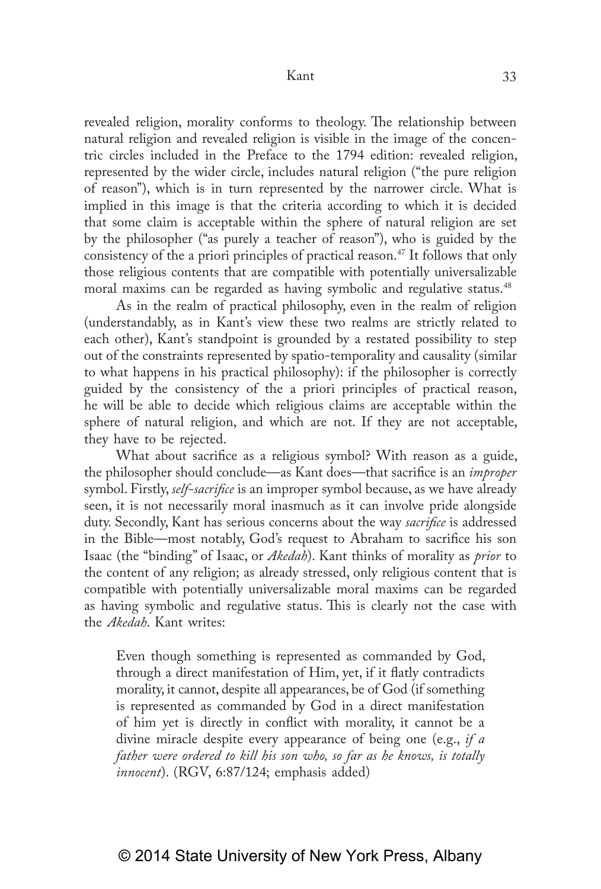revealed religion, morality conforms to theology. The relationship between natural religion and revealed religion is visible in the image of the concentric circles included in the Preface to the 1794 edition: revealed religion, represented by the wider circle, includes natural religion ("the pure religion of reason"), which is in turn represented by the narrower circle. What is implied in this image is that the criteria according to which it is decided that some claim is acceptable within the sphere of natural religion are set by the philosopher ("as purely a teacher of reason"), who is guided by the consistency of the a priori principles of practical reason.[47] It follows that only those religious contents that are compatible with potentially universalizable moral maxims can be regarded as having symbolic and regulative status.[48]

As in the realm of practical philosophy, even in the realm of religion (understandably, as in Kant's view these two realms are strictly related to each other), Kant's standpoint is grounded by a restated possibility to step out of the constraints represented by spatio-temporality and causality (similar to what happens in his practical philosophy): if the philosopher is correctly guided by the consistency of the a priori principles of practical reason, he will be able to decide which religious claims are acceptable within the sphere of natural religion, and which are not. If they are not acceptable, they have to be rejected.

What about sacrifice as a religious symbol? With reason as a guide, the philosopher should conclude—as Kant does—that sacrifice is an *improper* symbol. Firstly, *self-sacrifice* is an improper symbol because, as we have already seen, it is not necessarily moral inasmuch as it can involve pride alongside duty. Secondly, Kant has serious concerns about the way *sacrifice* is addressed in the Bible—most notably, God's request to Abraham to sacrifice his son Isaac (the "binding" of Isaac, or *Akedah*). Kant thinks of morality as *prior* to the content of any religion; as already stressed, only religious content that is compatible with potentially universalizable moral maxims can be regarded as having symbolic and regulative status. This is clearly not the case with the *Akedah*. Kant writes:

> Even though something is represented as commanded by God, through a direct manifestation of Him, yet, if it flatly contradicts morality, it cannot, despite all appearances, be of God (if something is represented as commanded by God in a direct manifestation of him yet is directly in conflict with morality, it cannot be a divine miracle despite every appearance of being one (e.g., *if a father were ordered to kill his son who, so far as he knows, is totally innocent*). (RGV, 6:87/124; emphasis added)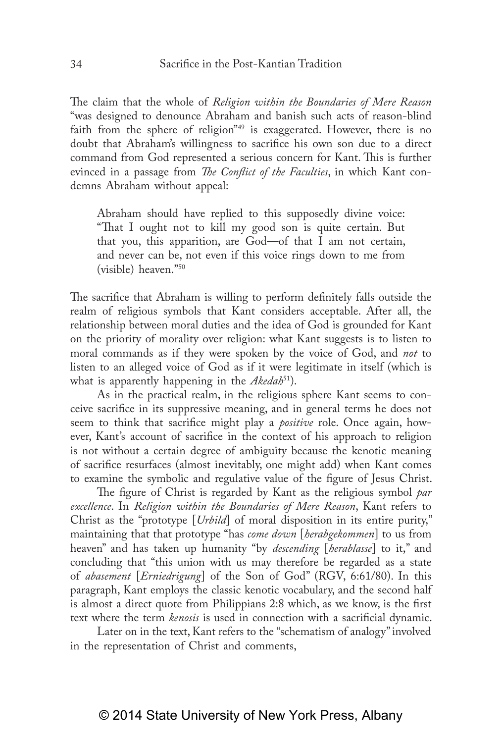The claim that the whole of *Religion within the Boundaries of Mere Reason* "was designed to denounce Abraham and banish such acts of reason-blind faith from the sphere of religion"[49] is exaggerated. However, there is no doubt that Abraham's willingness to sacrifice his own son due to a direct command from God represented a serious concern for Kant. This is further evinced in a passage from *The Conflict of the Faculties*, in which Kant condemns Abraham without appeal:

> Abraham should have replied to this supposedly divine voice: "That I ought not to kill my good son is quite certain. But that you, this apparition, are God—of that I am not certain, and never can be, not even if this voice rings down to me from (visible) heaven."[50]

The sacrifice that Abraham is willing to perform definitely falls outside the realm of religious symbols that Kant considers acceptable. After all, the relationship between moral duties and the idea of God is grounded for Kant on the priority of morality over religion: what Kant suggests is to listen to moral commands as if they were spoken by the voice of God, and *not* to listen to an alleged voice of God as if it were legitimate in itself (which is what is apparently happening in the *Akedah*[51]).

As in the practical realm, in the religious sphere Kant seems to conceive sacrifice in its suppressive meaning, and in general terms he does not seem to think that sacrifice might play a *positive* role. Once again, however, Kant's account of sacrifice in the context of his approach to religion is not without a certain degree of ambiguity because the kenotic meaning of sacrifice resurfaces (almost inevitably, one might add) when Kant comes to examine the symbolic and regulative value of the figure of Jesus Christ.

The figure of Christ is regarded by Kant as the religious symbol *par excellence*. In *Religion within the Boundaries of Mere Reason*, Kant refers to Christ as the "prototype [*Urbild*] of moral disposition in its entire purity," maintaining that that prototype "has *come down* [*herabgekommen*] to us from heaven" and has taken up humanity "by *descending* [*herablasse*] to it," and concluding that "this union with us may therefore be regarded as a state of *abasement* [*Erniedrigung*] of the Son of God" (RGV, 6:61/80). In this paragraph, Kant employs the classic kenotic vocabulary, and the second half is almost a direct quote from Philippians 2:8 which, as we know, is the first text where the term *kenosis* is used in connection with a sacrificial dynamic.

Later on in the text, Kant refers to the "schematism of analogy" involved in the representation of Christ and comments,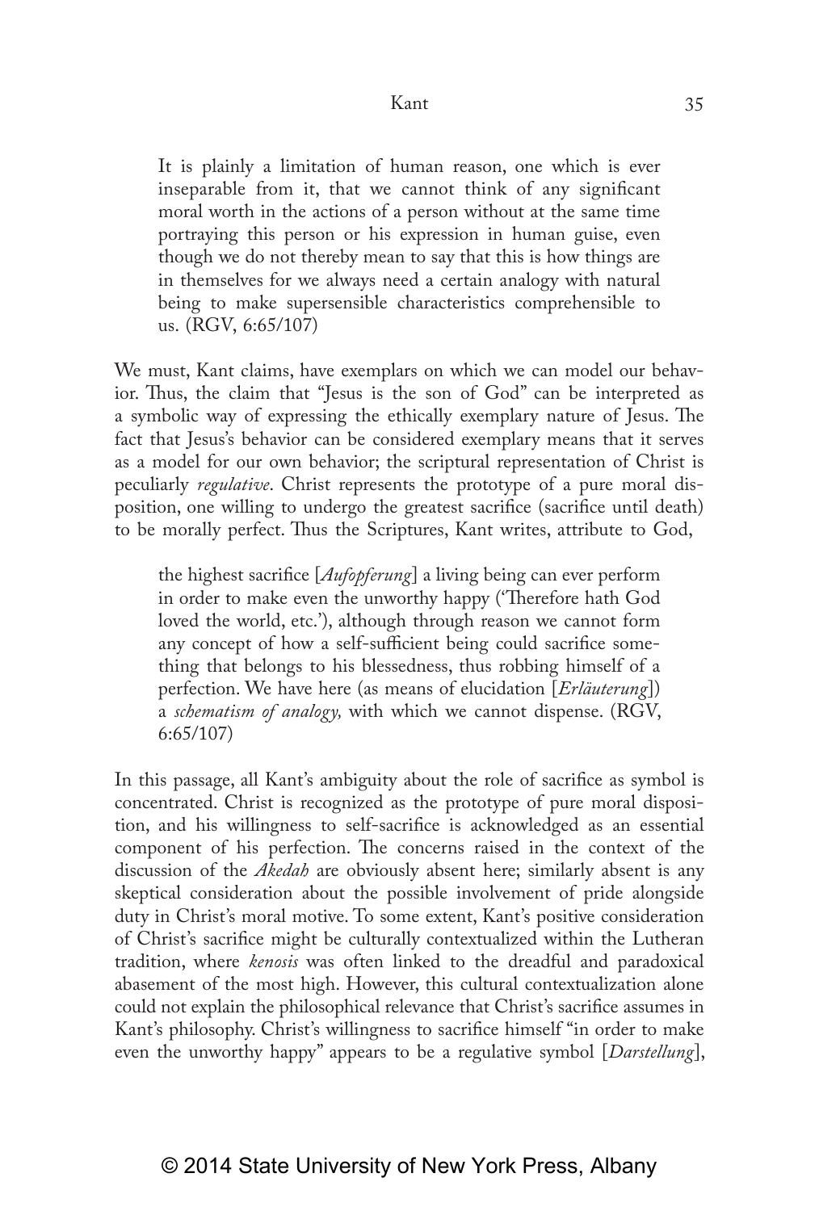> It is plainly a limitation of human reason, one which is ever inseparable from it, that we cannot think of any significant moral worth in the actions of a person without at the same time portraying this person or his expression in human guise, even though we do not thereby mean to say that this is how things are in themselves for we always need a certain analogy with natural being to make supersensible characteristics comprehensible to us. (RGV, 6:65/107)

We must, Kant claims, have exemplars on which we can model our behavior. Thus, the claim that "Jesus is the son of God" can be interpreted as a symbolic way of expressing the ethically exemplary nature of Jesus. The fact that Jesus's behavior can be considered exemplary means that it serves as a model for our own behavior; the scriptural representation of Christ is peculiarly *regulative*. Christ represents the prototype of a pure moral disposition, one willing to undergo the greatest sacrifice (sacrifice until death) to be morally perfect. Thus the Scriptures, Kant writes, attribute to God,

> the highest sacrifice [*Aufopferung*] a living being can ever perform in order to make even the unworthy happy ('Therefore hath God loved the world, etc.'), although through reason we cannot form any concept of how a self-sufficient being could sacrifice something that belongs to his blessedness, thus robbing himself of a perfection. We have here (as means of elucidation [*Erläuterung*]) a *schematism of analogy,* with which we cannot dispense. (RGV, 6:65/107)

In this passage, all Kant's ambiguity about the role of sacrifice as symbol is concentrated. Christ is recognized as the prototype of pure moral disposition, and his willingness to self-sacrifice is acknowledged as an essential component of his perfection. The concerns raised in the context of the discussion of the *Akedah* are obviously absent here; similarly absent is any skeptical consideration about the possible involvement of pride alongside duty in Christ's moral motive. To some extent, Kant's positive consideration of Christ's sacrifice might be culturally contextualized within the Lutheran tradition, where *kenosis* was often linked to the dreadful and paradoxical abasement of the most high. However, this cultural contextualization alone could not explain the philosophical relevance that Christ's sacrifice assumes in Kant's philosophy. Christ's willingness to sacrifice himself "in order to make even the unworthy happy" appears to be a regulative symbol [*Darstellung*],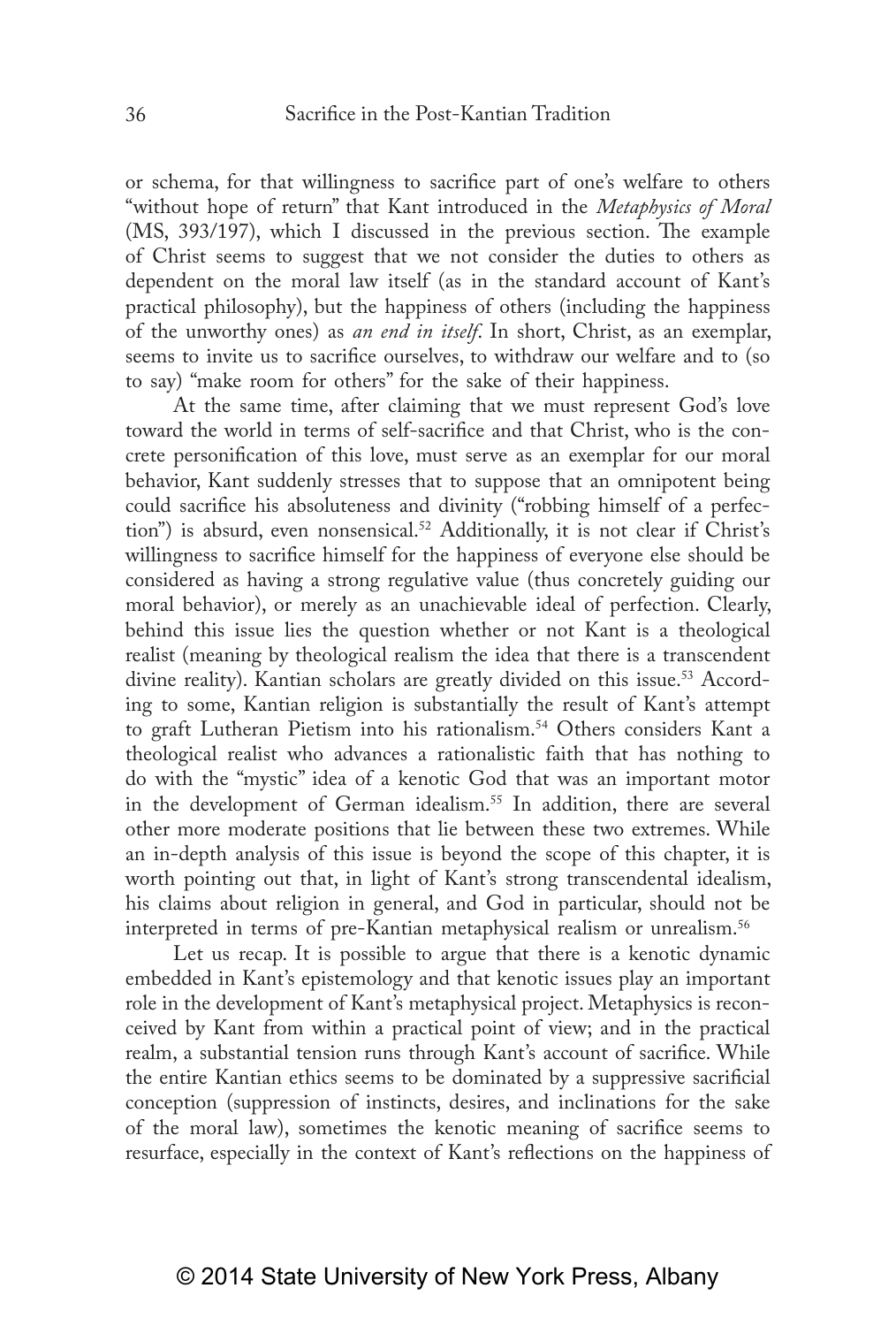or schema, for that willingness to sacrifice part of one's welfare to others "without hope of return" that Kant introduced in the *Metaphysics of Moral* (MS, 393/197), which I discussed in the previous section. The example of Christ seems to suggest that we not consider the duties to others as dependent on the moral law itself (as in the standard account of Kant's practical philosophy), but the happiness of others (including the happiness of the unworthy ones) as *an end in itself*. In short, Christ, as an exemplar, seems to invite us to sacrifice ourselves, to withdraw our welfare and to (so to say) "make room for others" for the sake of their happiness.

At the same time, after claiming that we must represent God's love toward the world in terms of self-sacrifice and that Christ, who is the concrete personification of this love, must serve as an exemplar for our moral behavior, Kant suddenly stresses that to suppose that an omnipotent being could sacrifice his absoluteness and divinity ("robbing himself of a perfection") is absurd, even nonsensical.[52] Additionally, it is not clear if Christ's willingness to sacrifice himself for the happiness of everyone else should be considered as having a strong regulative value (thus concretely guiding our moral behavior), or merely as an unachievable ideal of perfection. Clearly, behind this issue lies the question whether or not Kant is a theological realist (meaning by theological realism the idea that there is a transcendent divine reality). Kantian scholars are greatly divided on this issue.[53] According to some, Kantian religion is substantially the result of Kant's attempt to graft Lutheran Pietism into his rationalism.[54] Others considers Kant a theological realist who advances a rationalistic faith that has nothing to do with the "mystic" idea of a kenotic God that was an important motor in the development of German idealism.[55] In addition, there are several other more moderate positions that lie between these two extremes. While an in-depth analysis of this issue is beyond the scope of this chapter, it is worth pointing out that, in light of Kant's strong transcendental idealism, his claims about religion in general, and God in particular, should not be interpreted in terms of pre-Kantian metaphysical realism or unrealism.[56]

Let us recap. It is possible to argue that there is a kenotic dynamic embedded in Kant's epistemology and that kenotic issues play an important role in the development of Kant's metaphysical project. Metaphysics is reconceived by Kant from within a practical point of view; and in the practical realm, a substantial tension runs through Kant's account of sacrifice. While the entire Kantian ethics seems to be dominated by a suppressive sacrificial conception (suppression of instincts, desires, and inclinations for the sake of the moral law), sometimes the kenotic meaning of sacrifice seems to resurface, especially in the context of Kant's reflections on the happiness of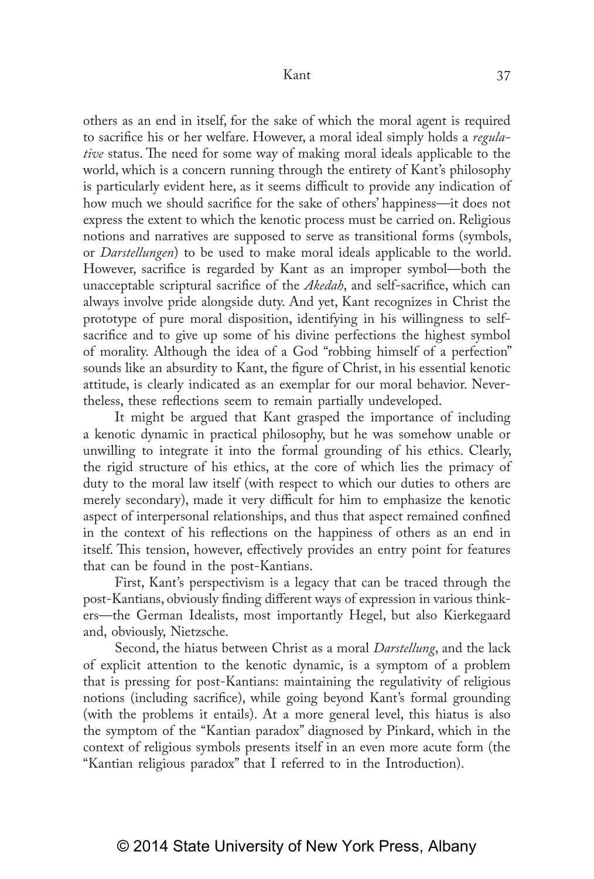others as an end in itself, for the sake of which the moral agent is required to sacrifice his or her welfare. However, a moral ideal simply holds a *regulative* status. The need for some way of making moral ideals applicable to the world, which is a concern running through the entirety of Kant's philosophy is particularly evident here, as it seems difficult to provide any indication of how much we should sacrifice for the sake of others' happiness—it does not express the extent to which the kenotic process must be carried on. Religious notions and narratives are supposed to serve as transitional forms (symbols, or *Darstellungen*) to be used to make moral ideals applicable to the world. However, sacrifice is regarded by Kant as an improper symbol—both the unacceptable scriptural sacrifice of the *Akedah*, and self-sacrifice, which can always involve pride alongside duty. And yet, Kant recognizes in Christ the prototype of pure moral disposition, identifying in his willingness to self-sacrifice and to give up some of his divine perfections the highest symbol of morality. Although the idea of a God "robbing himself of a perfection" sounds like an absurdity to Kant, the figure of Christ, in his essential kenotic attitude, is clearly indicated as an exemplar for our moral behavior. Nevertheless, these reflections seem to remain partially undeveloped.

It might be argued that Kant grasped the importance of including a kenotic dynamic in practical philosophy, but he was somehow unable or unwilling to integrate it into the formal grounding of his ethics. Clearly, the rigid structure of his ethics, at the core of which lies the primacy of duty to the moral law itself (with respect to which our duties to others are merely secondary), made it very difficult for him to emphasize the kenotic aspect of interpersonal relationships, and thus that aspect remained confined in the context of his reflections on the happiness of others as an end in itself. This tension, however, effectively provides an entry point for features that can be found in the post-Kantians.

First, Kant's perspectivism is a legacy that can be traced through the post-Kantians, obviously finding different ways of expression in various thinkers—the German Idealists, most importantly Hegel, but also Kierkegaard and, obviously, Nietzsche.

Second, the hiatus between Christ as a moral *Darstellung*, and the lack of explicit attention to the kenotic dynamic, is a symptom of a problem that is pressing for post-Kantians: maintaining the regulativity of religious notions (including sacrifice), while going beyond Kant's formal grounding (with the problems it entails). At a more general level, this hiatus is also the symptom of the "Kantian paradox" diagnosed by Pinkard, which in the context of religious symbols presents itself in an even more acute form (the "Kantian religious paradox" that I referred to in the Introduction).

© 2014 State University of New York Press, Albany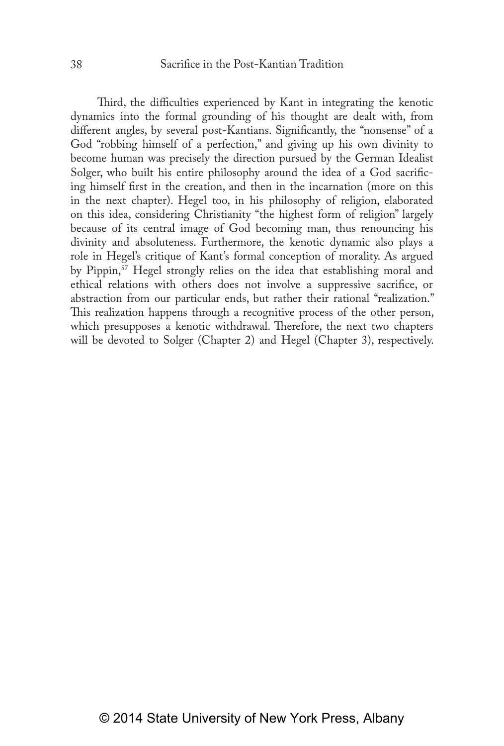Third, the difficulties experienced by Kant in integrating the kenotic dynamics into the formal grounding of his thought are dealt with, from different angles, by several post-Kantians. Significantly, the "nonsense" of a God "robbing himself of a perfection," and giving up his own divinity to become human was precisely the direction pursued by the German Idealist Solger, who built his entire philosophy around the idea of a God sacrificing himself first in the creation, and then in the incarnation (more on this in the next chapter). Hegel too, in his philosophy of religion, elaborated on this idea, considering Christianity "the highest form of religion" largely because of its central image of God becoming man, thus renouncing his divinity and absoluteness. Furthermore, the kenotic dynamic also plays a role in Hegel's critique of Kant's formal conception of morality. As argued by Pippin,[57] Hegel strongly relies on the idea that establishing moral and ethical relations with others does not involve a suppressive sacrifice, or abstraction from our particular ends, but rather their rational "realization." This realization happens through a recognitive process of the other person, which presupposes a kenotic withdrawal. Therefore, the next two chapters will be devoted to Solger (Chapter 2) and Hegel (Chapter 3), respectively.

© 2014 State University of New York Press, Albany